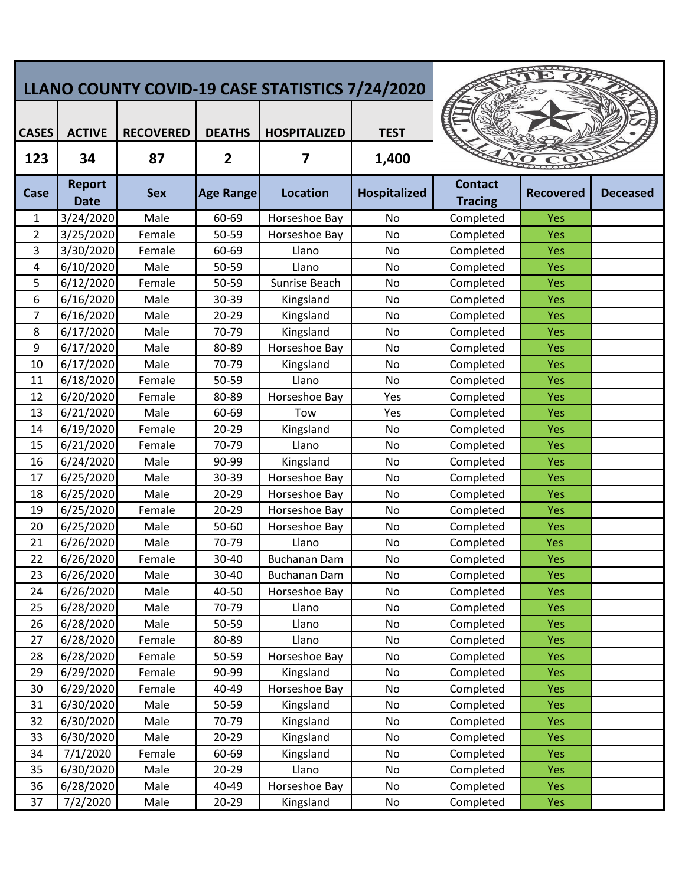# LLANO COUNTY COVID-19 CASE STATISTICS 7/24/2020

| CASES | ACTIVE | RECOVERED | DEATHS | HOSPITALIZED | TEST |
|---|---|---|---|---|---|
| 123 | 34 | 87 | 2 | 7 | 1,400 |

| Case | Report Date | Sex | Age Range | Location | Hospitalized | Contact Tracing | Recovered | Deceased |
|---|---|---|---|---|---|---|---|---|
| 1 | 3/24/2020 | Male | 60-69 | Horseshoe Bay | No | Completed | Yes | |
| 2 | 3/25/2020 | Female | 50-59 | Horseshoe Bay | No | Completed | Yes | |
| 3 | 3/30/2020 | Female | 60-69 | Llano | No | Completed | Yes | |
| 4 | 6/10/2020 | Male | 50-59 | Llano | No | Completed | Yes | |
| 5 | 6/12/2020 | Female | 50-59 | Sunrise Beach | No | Completed | Yes | |
| 6 | 6/16/2020 | Male | 30-39 | Kingsland | No | Completed | Yes | |
| 7 | 6/16/2020 | Male | 20-29 | Kingsland | No | Completed | Yes | |
| 8 | 6/17/2020 | Male | 70-79 | Kingsland | No | Completed | Yes | |
| 9 | 6/17/2020 | Male | 80-89 | Horseshoe Bay | No | Completed | Yes | |
| 10 | 6/17/2020 | Male | 70-79 | Kingsland | No | Completed | Yes | |
| 11 | 6/18/2020 | Female | 50-59 | Llano | No | Completed | Yes | |
| 12 | 6/20/2020 | Female | 80-89 | Horseshoe Bay | Yes | Completed | Yes | |
| 13 | 6/21/2020 | Male | 60-69 | Tow | Yes | Completed | Yes | |
| 14 | 6/19/2020 | Female | 20-29 | Kingsland | No | Completed | Yes | |
| 15 | 6/21/2020 | Female | 70-79 | Llano | No | Completed | Yes | |
| 16 | 6/24/2020 | Male | 90-99 | Kingsland | No | Completed | Yes | |
| 17 | 6/25/2020 | Male | 30-39 | Horseshoe Bay | No | Completed | Yes | |
| 18 | 6/25/2020 | Male | 20-29 | Horseshoe Bay | No | Completed | Yes | |
| 19 | 6/25/2020 | Female | 20-29 | Horseshoe Bay | No | Completed | Yes | |
| 20 | 6/25/2020 | Male | 50-60 | Horseshoe Bay | No | Completed | Yes | |
| 21 | 6/26/2020 | Male | 70-79 | Llano | No | Completed | Yes | |
| 22 | 6/26/2020 | Female | 30-40 | Buchanan Dam | No | Completed | Yes | |
| 23 | 6/26/2020 | Male | 30-40 | Buchanan Dam | No | Completed | Yes | |
| 24 | 6/26/2020 | Male | 40-50 | Horseshoe Bay | No | Completed | Yes | |
| 25 | 6/28/2020 | Male | 70-79 | Llano | No | Completed | Yes | |
| 26 | 6/28/2020 | Male | 50-59 | Llano | No | Completed | Yes | |
| 27 | 6/28/2020 | Female | 80-89 | Llano | No | Completed | Yes | |
| 28 | 6/28/2020 | Female | 50-59 | Horseshoe Bay | No | Completed | Yes | |
| 29 | 6/29/2020 | Female | 90-99 | Kingsland | No | Completed | Yes | |
| 30 | 6/29/2020 | Female | 40-49 | Horseshoe Bay | No | Completed | Yes | |
| 31 | 6/30/2020 | Male | 50-59 | Kingsland | No | Completed | Yes | |
| 32 | 6/30/2020 | Male | 70-79 | Kingsland | No | Completed | Yes | |
| 33 | 6/30/2020 | Male | 20-29 | Kingsland | No | Completed | Yes | |
| 34 | 7/1/2020 | Female | 60-69 | Kingsland | No | Completed | Yes | |
| 35 | 6/30/2020 | Male | 20-29 | Llano | No | Completed | Yes | |
| 36 | 6/28/2020 | Male | 40-49 | Horseshoe Bay | No | Completed | Yes | |
| 37 | 7/2/2020 | Male | 20-29 | Kingsland | No | Completed | Yes | |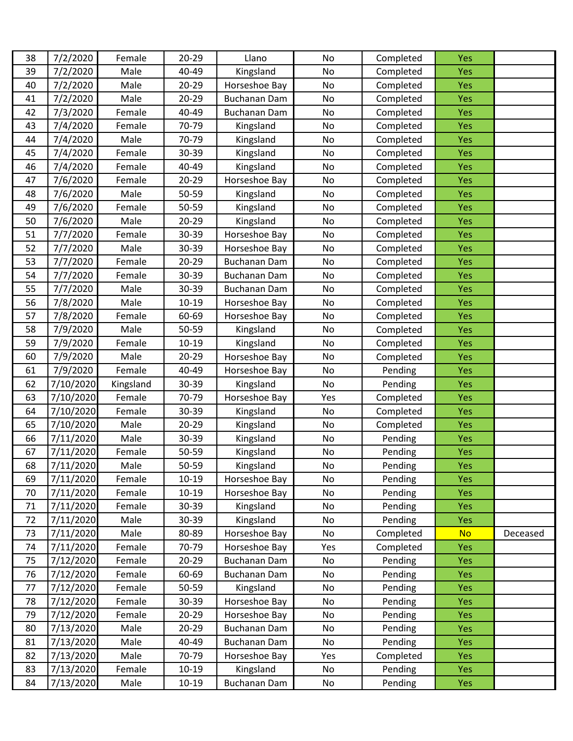|  |  |  |  |  |  |  |  |  |
|---|---|---|---|---|---|---|---|---|
| 38 | 7/2/2020 | Female | 20-29 | Llano | No | Completed | Yes |  |
| 39 | 7/2/2020 | Male | 40-49 | Kingsland | No | Completed | Yes |  |
| 40 | 7/2/2020 | Male | 20-29 | Horseshoe Bay | No | Completed | Yes |  |
| 41 | 7/2/2020 | Male | 20-29 | Buchanan Dam | No | Completed | Yes |  |
| 42 | 7/3/2020 | Female | 40-49 | Buchanan Dam | No | Completed | Yes |  |
| 43 | 7/4/2020 | Female | 70-79 | Kingsland | No | Completed | Yes |  |
| 44 | 7/4/2020 | Male | 70-79 | Kingsland | No | Completed | Yes |  |
| 45 | 7/4/2020 | Female | 30-39 | Kingsland | No | Completed | Yes |  |
| 46 | 7/4/2020 | Female | 40-49 | Kingsland | No | Completed | Yes |  |
| 47 | 7/6/2020 | Female | 20-29 | Horseshoe Bay | No | Completed | Yes |  |
| 48 | 7/6/2020 | Male | 50-59 | Kingsland | No | Completed | Yes |  |
| 49 | 7/6/2020 | Female | 50-59 | Kingsland | No | Completed | Yes |  |
| 50 | 7/6/2020 | Male | 20-29 | Kingsland | No | Completed | Yes |  |
| 51 | 7/7/2020 | Female | 30-39 | Horseshoe Bay | No | Completed | Yes |  |
| 52 | 7/7/2020 | Male | 30-39 | Horseshoe Bay | No | Completed | Yes |  |
| 53 | 7/7/2020 | Female | 20-29 | Buchanan Dam | No | Completed | Yes |  |
| 54 | 7/7/2020 | Female | 30-39 | Buchanan Dam | No | Completed | Yes |  |
| 55 | 7/7/2020 | Male | 30-39 | Buchanan Dam | No | Completed | Yes |  |
| 56 | 7/8/2020 | Male | 10-19 | Horseshoe Bay | No | Completed | Yes |  |
| 57 | 7/8/2020 | Female | 60-69 | Horseshoe Bay | No | Completed | Yes |  |
| 58 | 7/9/2020 | Male | 50-59 | Kingsland | No | Completed | Yes |  |
| 59 | 7/9/2020 | Female | 10-19 | Kingsland | No | Completed | Yes |  |
| 60 | 7/9/2020 | Male | 20-29 | Horseshoe Bay | No | Completed | Yes |  |
| 61 | 7/9/2020 | Female | 40-49 | Horseshoe Bay | No | Pending | Yes |  |
| 62 | 7/10/2020 | Kingsland | 30-39 | Kingsland | No | Pending | Yes |  |
| 63 | 7/10/2020 | Female | 70-79 | Horseshoe Bay | Yes | Completed | Yes |  |
| 64 | 7/10/2020 | Female | 30-39 | Kingsland | No | Completed | Yes |  |
| 65 | 7/10/2020 | Male | 20-29 | Kingsland | No | Completed | Yes |  |
| 66 | 7/11/2020 | Male | 30-39 | Kingsland | No | Pending | Yes |  |
| 67 | 7/11/2020 | Female | 50-59 | Kingsland | No | Pending | Yes |  |
| 68 | 7/11/2020 | Male | 50-59 | Kingsland | No | Pending | Yes |  |
| 69 | 7/11/2020 | Female | 10-19 | Horseshoe Bay | No | Pending | Yes |  |
| 70 | 7/11/2020 | Female | 10-19 | Horseshoe Bay | No | Pending | Yes |  |
| 71 | 7/11/2020 | Female | 30-39 | Kingsland | No | Pending | Yes |  |
| 72 | 7/11/2020 | Male | 30-39 | Kingsland | No | Pending | Yes |  |
| 73 | 7/11/2020 | Male | 80-89 | Horseshoe Bay | No | Completed | No | Deceased |
| 74 | 7/11/2020 | Female | 70-79 | Horseshoe Bay | Yes | Completed | Yes |  |
| 75 | 7/12/2020 | Female | 20-29 | Buchanan Dam | No | Pending | Yes |  |
| 76 | 7/12/2020 | Female | 60-69 | Buchanan Dam | No | Pending | Yes |  |
| 77 | 7/12/2020 | Female | 50-59 | Kingsland | No | Pending | Yes |  |
| 78 | 7/12/2020 | Female | 30-39 | Horseshoe Bay | No | Pending | Yes |  |
| 79 | 7/12/2020 | Female | 20-29 | Horseshoe Bay | No | Pending | Yes |  |
| 80 | 7/13/2020 | Male | 20-29 | Buchanan Dam | No | Pending | Yes |  |
| 81 | 7/13/2020 | Male | 40-49 | Buchanan Dam | No | Pending | Yes |  |
| 82 | 7/13/2020 | Male | 70-79 | Horseshoe Bay | Yes | Completed | Yes |  |
| 83 | 7/13/2020 | Female | 10-19 | Kingsland | No | Pending | Yes |  |
| 84 | 7/13/2020 | Male | 10-19 | Buchanan Dam | No | Pending | Yes |  |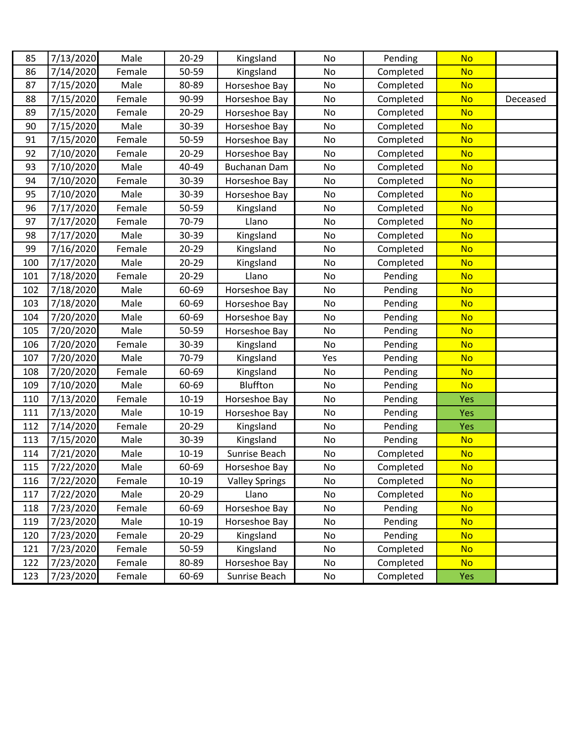| | | | | | | | | |
|---|---|---|---|---|---|---|---|---|
| 85 | 7/13/2020 | Male | 20-29 | Kingsland | No | Pending | No | |
| 86 | 7/14/2020 | Female | 50-59 | Kingsland | No | Completed | No | |
| 87 | 7/15/2020 | Male | 80-89 | Horseshoe Bay | No | Completed | No | |
| 88 | 7/15/2020 | Female | 90-99 | Horseshoe Bay | No | Completed | No | Deceased |
| 89 | 7/15/2020 | Female | 20-29 | Horseshoe Bay | No | Completed | No | |
| 90 | 7/15/2020 | Male | 30-39 | Horseshoe Bay | No | Completed | No | |
| 91 | 7/15/2020 | Female | 50-59 | Horseshoe Bay | No | Completed | No | |
| 92 | 7/10/2020 | Female | 20-29 | Horseshoe Bay | No | Completed | No | |
| 93 | 7/10/2020 | Male | 40-49 | Buchanan Dam | No | Completed | No | |
| 94 | 7/10/2020 | Female | 30-39 | Horseshoe Bay | No | Completed | No | |
| 95 | 7/10/2020 | Male | 30-39 | Horseshoe Bay | No | Completed | No | |
| 96 | 7/17/2020 | Female | 50-59 | Kingsland | No | Completed | No | |
| 97 | 7/17/2020 | Female | 70-79 | Llano | No | Completed | No | |
| 98 | 7/17/2020 | Male | 30-39 | Kingsland | No | Completed | No | |
| 99 | 7/16/2020 | Female | 20-29 | Kingsland | No | Completed | No | |
| 100 | 7/17/2020 | Male | 20-29 | Kingsland | No | Completed | No | |
| 101 | 7/18/2020 | Female | 20-29 | Llano | No | Pending | No | |
| 102 | 7/18/2020 | Male | 60-69 | Horseshoe Bay | No | Pending | No | |
| 103 | 7/18/2020 | Male | 60-69 | Horseshoe Bay | No | Pending | No | |
| 104 | 7/20/2020 | Male | 60-69 | Horseshoe Bay | No | Pending | No | |
| 105 | 7/20/2020 | Male | 50-59 | Horseshoe Bay | No | Pending | No | |
| 106 | 7/20/2020 | Female | 30-39 | Kingsland | No | Pending | No | |
| 107 | 7/20/2020 | Male | 70-79 | Kingsland | Yes | Pending | No | |
| 108 | 7/20/2020 | Female | 60-69 | Kingsland | No | Pending | No | |
| 109 | 7/10/2020 | Male | 60-69 | Bluffton | No | Pending | No | |
| 110 | 7/13/2020 | Female | 10-19 | Horseshoe Bay | No | Pending | Yes | |
| 111 | 7/13/2020 | Male | 10-19 | Horseshoe Bay | No | Pending | Yes | |
| 112 | 7/14/2020 | Female | 20-29 | Kingsland | No | Pending | Yes | |
| 113 | 7/15/2020 | Male | 30-39 | Kingsland | No | Pending | No | |
| 114 | 7/21/2020 | Male | 10-19 | Sunrise Beach | No | Completed | No | |
| 115 | 7/22/2020 | Male | 60-69 | Horseshoe Bay | No | Completed | No | |
| 116 | 7/22/2020 | Female | 10-19 | Valley Springs | No | Completed | No | |
| 117 | 7/22/2020 | Male | 20-29 | Llano | No | Completed | No | |
| 118 | 7/23/2020 | Female | 60-69 | Horseshoe Bay | No | Pending | No | |
| 119 | 7/23/2020 | Male | 10-19 | Horseshoe Bay | No | Pending | No | |
| 120 | 7/23/2020 | Female | 20-29 | Kingsland | No | Pending | No | |
| 121 | 7/23/2020 | Female | 50-59 | Kingsland | No | Completed | No | |
| 122 | 7/23/2020 | Female | 80-89 | Horseshoe Bay | No | Completed | No | |
| 123 | 7/23/2020 | Female | 60-69 | Sunrise Beach | No | Completed | Yes | |